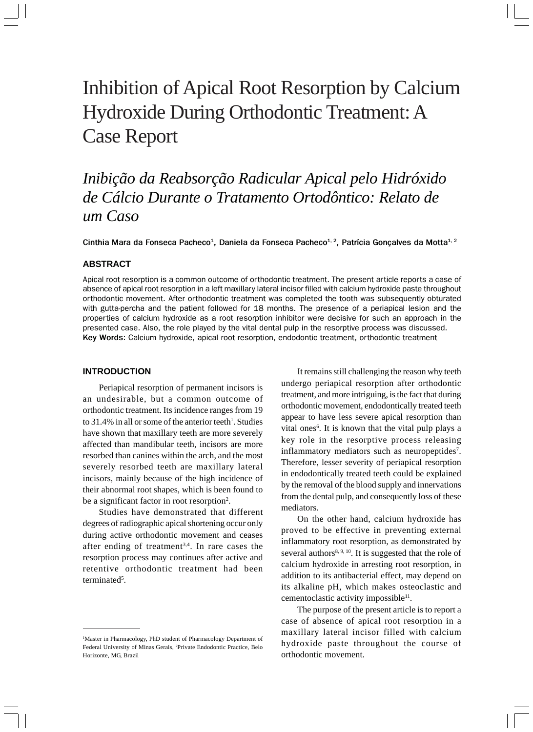# Inhibition of Apical Root Resorption by Calcium Hydroxide During Orthodontic Treatment: A Case Report

## *Inibição da Reabsorção Radicular Apical pelo Hidróxido de Cálcio Durante o Tratamento Ortodôntico: Relato de um Caso*

**Cinthia Mara da Fonseca Pacheco[1], Daniela da Fonseca Pacheco[1, 2], Patrícia Gonçalves da Motta[1, 2]**

### ABSTRACT

Apical root resorption is a common outcome of orthodontic treatment. The present article reports a case of absence of apical root resorption in a left maxillary lateral incisor filled with calcium hydroxide paste throughout orthodontic movement. After orthodontic treatment was completed the tooth was subsequently obturated with gutta-percha and the patient followed for 18 months. The presence of a periapical lesion and the properties of calcium hydroxide as a root resorption inhibitor were decisive for such an approach in the presented case. Also, the role played by the vital dental pulp in the resorptive process was discussed.

**Key Words**: Calcium hydroxide, apical root resorption, endodontic treatment, orthodontic treatment

### INTRODUCTION

Periapical resorption of permanent incisors is an undesirable, but a common outcome of orthodontic treatment. Its incidence ranges from 19 to 31.4% in all or some of the anterior teeth[1]. Studies have shown that maxillary teeth are more severely affected than mandibular teeth, incisors are more resorbed than canines within the arch, and the most severely resorbed teeth are maxillary lateral incisors, mainly because of the high incidence of their abnormal root shapes, which is been found to be a significant factor in root resorption[2].

Studies have demonstrated that different degrees of radiographic apical shortening occur only during active orthodontic movement and ceases after ending of treatment[3,4]. In rare cases the resorption process may continues after active and retentive orthodontic treatment had been terminated[5].

It remains still challenging the reason why teeth undergo periapical resorption after orthodontic treatment, and more intriguing, is the fact that during orthodontic movement, endodontically treated teeth appear to have less severe apical resorption than vital ones[6]. It is known that the vital pulp plays a key role in the resorptive process releasing inflammatory mediators such as neuropeptides[7]. Therefore, lesser severity of periapical resorption in endodontically treated teeth could be explained by the removal of the blood supply and innervations from the dental pulp, and consequently loss of these mediators.

On the other hand, calcium hydroxide has proved to be effective in preventing external inflammatory root resorption, as demonstrated by several authors[8, 9, 10]. It is suggested that the role of calcium hydroxide in arresting root resorption, in addition to its antibacterial effect, may depend on its alkaline pH, which makes osteoclastic and cementoclastic activity impossible[11].

The purpose of the present article is to report a case of absence of apical root resorption in a maxillary lateral incisor filled with calcium hydroxide paste throughout the course of orthodontic movement.

---

[1]Master in Pharmacology, PhD student of Pharmacology Department of Federal University of Minas Gerais, [2]Private Endodontic Practice, Belo Horizonte, MG, Brazil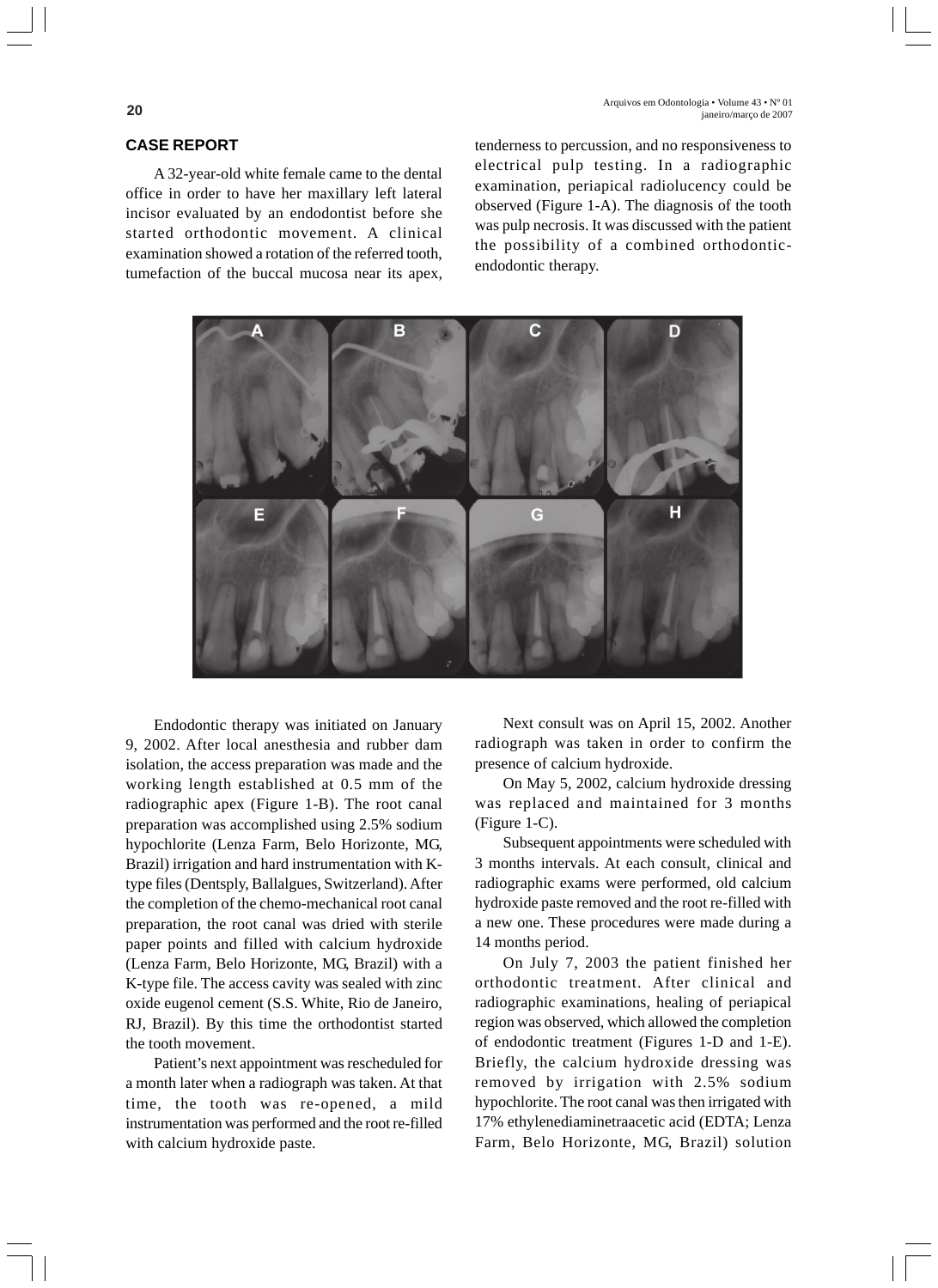## CASE REPORT

A 32-year-old white female came to the dental office in order to have her maxillary left lateral incisor evaluated by an endodontist before she started orthodontic movement. A clinical examination showed a rotation of the referred tooth, tumefaction of the buccal mucosa near its apex, tenderness to percussion, and no responsiveness to electrical pulp testing. In a radiographic examination, periapical radiolucency could be observed (Figure 1-A). The diagnosis of the tooth was pulp necrosis. It was discussed with the patient the possibility of a combined orthodontic-endodontic therapy.

Endodontic therapy was initiated on January 9, 2002. After local anesthesia and rubber dam isolation, the access preparation was made and the working length established at 0.5 mm of the radiographic apex (Figure 1-B). The root canal preparation was accomplished using 2.5% sodium hypochlorite (Lenza Farm, Belo Horizonte, MG, Brazil) irrigation and hard instrumentation with K-type files (Dentsply, Ballalgues, Switzerland). After the completion of the chemo-mechanical root canal preparation, the root canal was dried with sterile paper points and filled with calcium hydroxide (Lenza Farm, Belo Horizonte, MG, Brazil) with a K-type file. The access cavity was sealed with zinc oxide eugenol cement (S.S. White, Rio de Janeiro, RJ, Brazil). By this time the orthodontist started the tooth movement.

Patient's next appointment was rescheduled for a month later when a radiograph was taken. At that time, the tooth was re-opened, a mild instrumentation was performed and the root re-filled with calcium hydroxide paste.

Next consult was on April 15, 2002. Another radiograph was taken in order to confirm the presence of calcium hydroxide.

On May 5, 2002, calcium hydroxide dressing was replaced and maintained for 3 months (Figure 1-C).

Subsequent appointments were scheduled with 3 months intervals. At each consult, clinical and radiographic exams were performed, old calcium hydroxide paste removed and the root re-filled with a new one. These procedures were made during a 14 months period.

On July 7, 2003 the patient finished her orthodontic treatment. After clinical and radiographic examinations, healing of periapical region was observed, which allowed the completion of endodontic treatment (Figures 1-D and 1-E). Briefly, the calcium hydroxide dressing was removed by irrigation with 2.5% sodium hypochlorite. The root canal was then irrigated with 17% ethylenediaminetraacetic acid (EDTA; Lenza Farm, Belo Horizonte, MG, Brazil) solution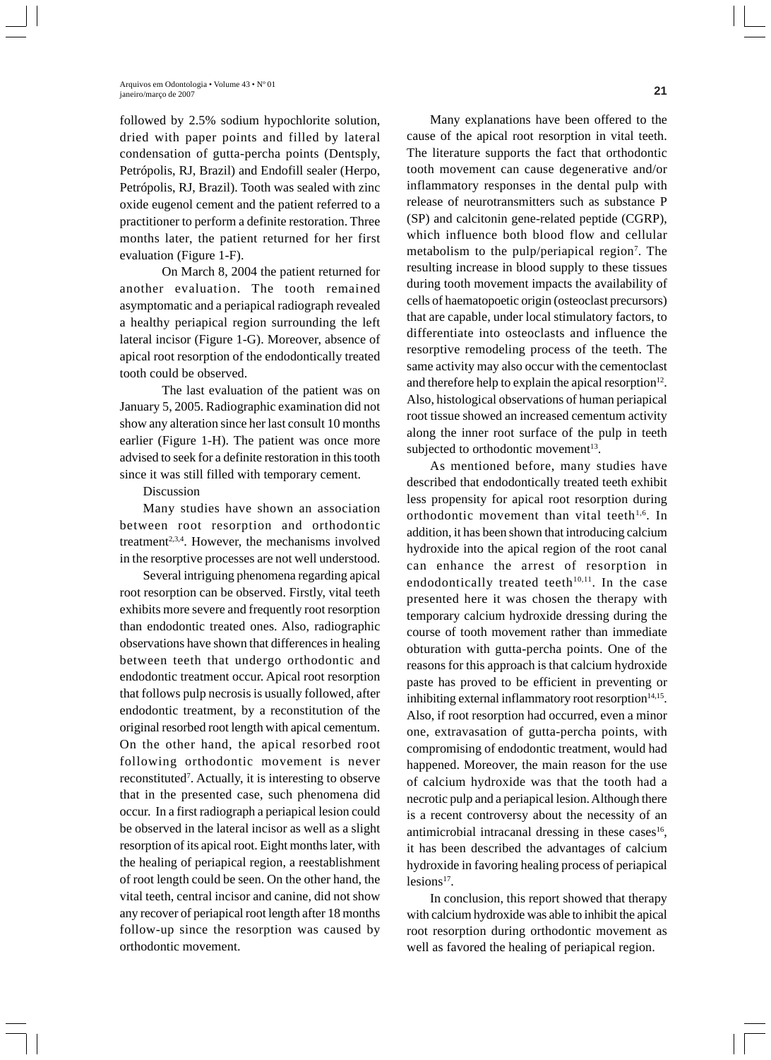followed by 2.5% sodium hypochlorite solution, dried with paper points and filled by lateral condensation of gutta-percha points (Dentsply, Petrópolis, RJ, Brazil) and Endofill sealer (Herpo, Petrópolis, RJ, Brazil). Tooth was sealed with zinc oxide eugenol cement and the patient referred to a practitioner to perform a definite restoration. Three months later, the patient returned for her first evaluation (Figure 1-F).

On March 8, 2004 the patient returned for another evaluation. The tooth remained asymptomatic and a periapical radiograph revealed a healthy periapical region surrounding the left lateral incisor (Figure 1-G). Moreover, absence of apical root resorption of the endodontically treated tooth could be observed.

The last evaluation of the patient was on January 5, 2005. Radiographic examination did not show any alteration since her last consult 10 months earlier (Figure 1-H). The patient was once more advised to seek for a definite restoration in this tooth since it was still filled with temporary cement.

## Discussion

Many studies have shown an association between root resorption and orthodontic treatment[2,3,4]. However, the mechanisms involved in the resorptive processes are not well understood.

Several intriguing phenomena regarding apical root resorption can be observed. Firstly, vital teeth exhibits more severe and frequently root resorption than endodontic treated ones. Also, radiographic observations have shown that differences in healing between teeth that undergo orthodontic and endodontic treatment occur. Apical root resorption that follows pulp necrosis is usually followed, after endodontic treatment, by a reconstitution of the original resorbed root length with apical cementum. On the other hand, the apical resorbed root following orthodontic movement is never reconstituted[7]. Actually, it is interesting to observe that in the presented case, such phenomena did occur. In a first radiograph a periapical lesion could be observed in the lateral incisor as well as a slight resorption of its apical root. Eight months later, with the healing of periapical region, a reestablishment of root length could be seen. On the other hand, the vital teeth, central incisor and canine, did not show any recover of periapical root length after 18 months follow-up since the resorption was caused by orthodontic movement.

Many explanations have been offered to the cause of the apical root resorption in vital teeth. The literature supports the fact that orthodontic tooth movement can cause degenerative and/or inflammatory responses in the dental pulp with release of neurotransmitters such as substance P (SP) and calcitonin gene-related peptide (CGRP), which influence both blood flow and cellular metabolism to the pulp/periapical region[7]. The resulting increase in blood supply to these tissues during tooth movement impacts the availability of cells of haematopoetic origin (osteoclast precursors) that are capable, under local stimulatory factors, to differentiate into osteoclasts and influence the resorptive remodeling process of the teeth. The same activity may also occur with the cementoclast and therefore help to explain the apical resorption[12]. Also, histological observations of human periapical root tissue showed an increased cementum activity along the inner root surface of the pulp in teeth subjected to orthodontic movement[13].

As mentioned before, many studies have described that endodontically treated teeth exhibit less propensity for apical root resorption during orthodontic movement than vital teeth[1,6]. In addition, it has been shown that introducing calcium hydroxide into the apical region of the root canal can enhance the arrest of resorption in endodontically treated teeth[10,11]. In the case presented here it was chosen the therapy with temporary calcium hydroxide dressing during the course of tooth movement rather than immediate obturation with gutta-percha points. One of the reasons for this approach is that calcium hydroxide paste has proved to be efficient in preventing or inhibiting external inflammatory root resorption[14,15]. Also, if root resorption had occurred, even a minor one, extravasation of gutta-percha points, with compromising of endodontic treatment, would had happened. Moreover, the main reason for the use of calcium hydroxide was that the tooth had a necrotic pulp and a periapical lesion. Although there is a recent controversy about the necessity of an antimicrobial intracanal dressing in these cases[16], it has been described the advantages of calcium hydroxide in favoring healing process of periapical lesions[17].

In conclusion, this report showed that therapy with calcium hydroxide was able to inhibit the apical root resorption during orthodontic movement as well as favored the healing of periapical region.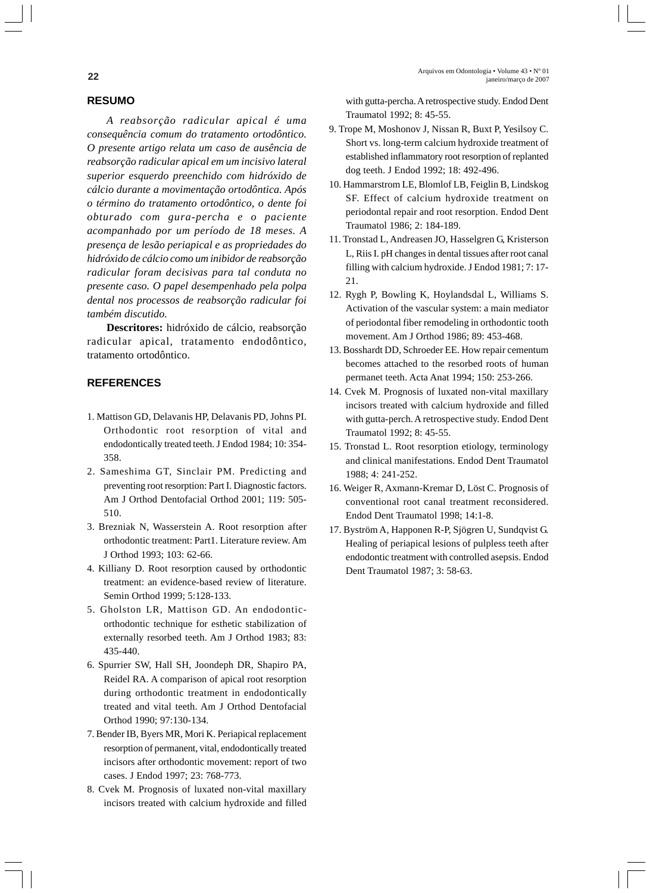## RESUMO

*A reabsorção radicular apical é uma consequência comum do tratamento ortodôntico. O presente artigo relata um caso de ausência de reabsorção radicular apical em um incisivo lateral superior esquerdo preenchido com hidróxido de cálcio durante a movimentação ortodôntica. Após o término do tratamento ortodôntico, o dente foi obturado com gura-percha e o paciente acompanhado por um período de 18 meses. A presença de lesão periapical e as propriedades do hidróxido de cálcio como um inibidor de reabsorção radicular foram decisivas para tal conduta no presente caso. O papel desempenhado pela polpa dental nos processos de reabsorção radicular foi também discutido.*

**Descritores:** hidróxido de cálcio, reabsorção radicular apical, tratamento endodôntico, tratamento ortodôntico.

## REFERENCES

1. Mattison GD, Delavanis HP, Delavanis PD, Johns PI. Orthodontic root resorption of vital and endodontically treated teeth. J Endod 1984; 10: 354-358.
2. Sameshima GT, Sinclair PM. Predicting and preventing root resorption: Part I. Diagnostic factors. Am J Orthod Dentofacial Orthod 2001; 119: 505-510.
3. Brezniak N, Wasserstein A. Root resorption after orthodontic treatment: Part1. Literature review. Am J Orthod 1993; 103: 62-66.
4. Killiany D. Root resorption caused by orthodontic treatment: an evidence-based review of literature. Semin Orthod 1999; 5:128-133.
5. Gholston LR, Mattison GD. An endodontic-orthodontic technique for esthetic stabilization of externally resorbed teeth. Am J Orthod 1983; 83: 435-440.
6. Spurrier SW, Hall SH, Joondeph DR, Shapiro PA, Reidel RA. A comparison of apical root resorption during orthodontic treatment in endodontically treated and vital teeth. Am J Orthod Dentofacial Orthod 1990; 97:130-134.
7. Bender IB, Byers MR, Mori K. Periapical replacement resorption of permanent, vital, endodontically treated incisors after orthodontic movement: report of two cases. J Endod 1997; 23: 768-773.
8. Cvek M. Prognosis of luxated non-vital maxillary incisors treated with calcium hydroxide and filled with gutta-percha. A retrospective study. Endod Dent Traumatol 1992; 8: 45-55.
9. Trope M, Moshonov J, Nissan R, Buxt P, Yesilsoy C. Short vs. long-term calcium hydroxide treatment of established inflammatory root resorption of replanted dog teeth. J Endod 1992; 18: 492-496.
10. Hammarstrom LE, Blomlof LB, Feiglin B, Lindskog SF. Effect of calcium hydroxide treatment on periodontal repair and root resorption. Endod Dent Traumatol 1986; 2: 184-189.
11. Tronstad L, Andreasen JO, Hasselgren G, Kristerson L, Riis I. pH changes in dental tissues after root canal filling with calcium hydroxide. J Endod 1981; 7: 17-21.
12. Rygh P, Bowling K, Hoylandsdal L, Williams S. Activation of the vascular system: a main mediator of periodontal fiber remodeling in orthodontic tooth movement. Am J Orthod 1986; 89: 453-468.
13. Bosshardt DD, Schroeder EE. How repair cementum becomes attached to the resorbed roots of human permanet teeth. Acta Anat 1994; 150: 253-266.
14. Cvek M. Prognosis of luxated non-vital maxillary incisors treated with calcium hydroxide and filled with gutta-perch. A retrospective study. Endod Dent Traumatol 1992; 8: 45-55.
15. Tronstad L. Root resorption etiology, terminology and clinical manifestations. Endod Dent Traumatol 1988; 4: 241-252.
16. Weiger R, Axmann-Kremar D, Löst C. Prognosis of conventional root canal treatment reconsidered. Endod Dent Traumatol 1998; 14:1-8.
17. Byström A, Happonen R-P, Sjögren U, Sundqvist G. Healing of periapical lesions of pulpless teeth after endodontic treatment with controlled asepsis. Endod Dent Traumatol 1987; 3: 58-63.